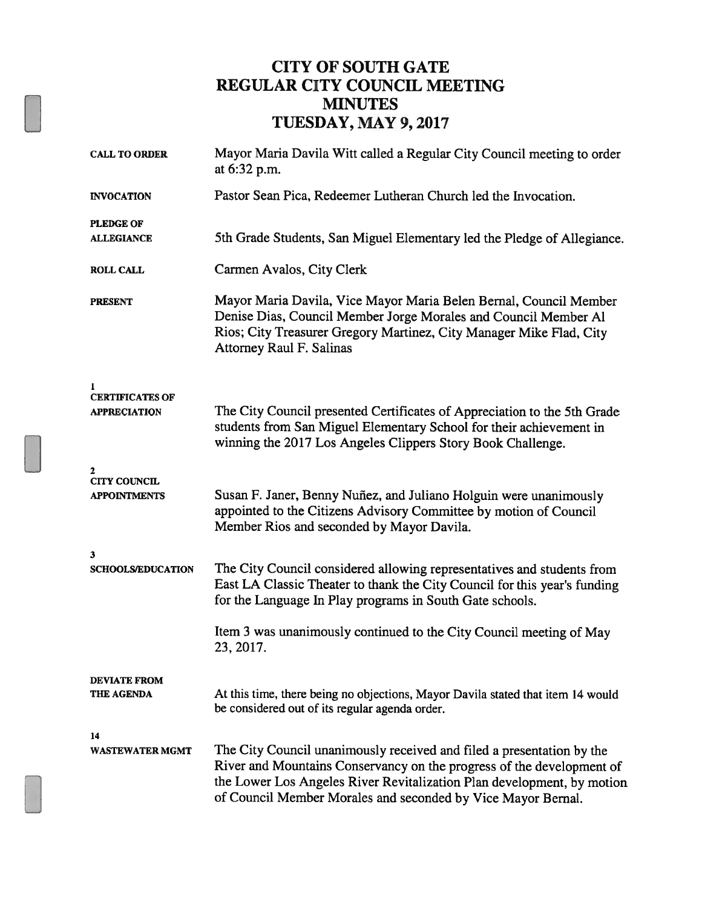# CITY OF SOUTH GATE
# REGULAR CITY COUNCIL MEETING
# MINUTES
# TUESDAY, MAY 9, 2017

**CALL TO ORDER**
Mayor Maria Davila Witt called a Regular City Council meeting to order at 6:32 p.m.

**INVOCATION**
Pastor Sean Pica, Redeemer Lutheran Church led the Invocation.

**PLEDGE OF ALLEGIANCE**
5th Grade Students, San Miguel Elementary led the Pledge of Allegiance.

**ROLL CALL**
Carmen Avalos, City Clerk

**PRESENT**
Mayor Maria Davila, Vice Mayor Maria Belen Bernal, Council Member Denise Dias, Council Member Jorge Morales and Council Member Al Rios; City Treasurer Gregory Martinez, City Manager Mike Flad, City Attorney Raul F. Salinas

**1**
**CERTIFICATES OF APPRECIATION**
The City Council presented Certificates of Appreciation to the 5th Grade students from San Miguel Elementary School for their achievement in winning the 2017 Los Angeles Clippers Story Book Challenge.

**2**
**CITY COUNCIL APPOINTMENTS**
Susan F. Janer, Benny Nuñez, and Juliano Holguin were unanimously appointed to the Citizens Advisory Committee by motion of Council Member Rios and seconded by Mayor Davila.

**3**
**SCHOOLS/EDUCATION**
The City Council considered allowing representatives and students from East LA Classic Theater to thank the City Council for this year's funding for the Language In Play programs in South Gate schools.

Item 3 was unanimously continued to the City Council meeting of May 23, 2017.

**DEVIATE FROM THE AGENDA**
At this time, there being no objections, Mayor Davila stated that item 14 would be considered out of its regular agenda order.

**14**
**WASTEWATER MGMT**
The City Council unanimously received and filed a presentation by the River and Mountains Conservancy on the progress of the development of the Lower Los Angeles River Revitalization Plan development, by motion of Council Member Morales and seconded by Vice Mayor Bernal.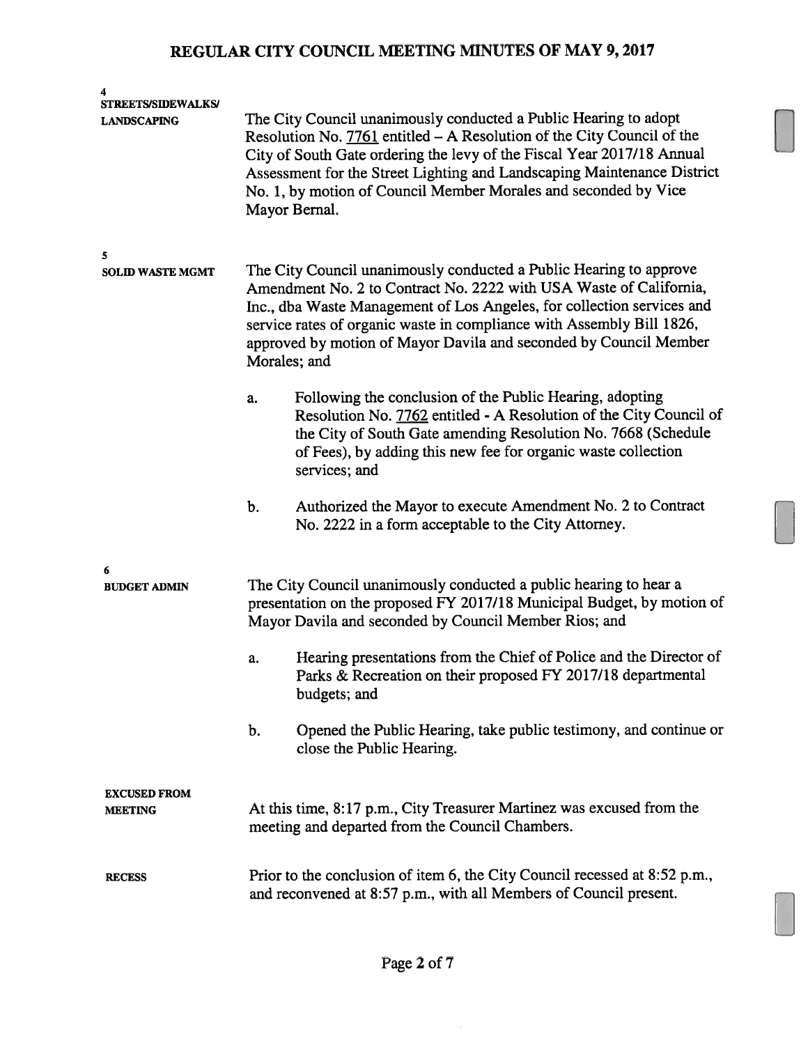**4**
**STREETS/SIDEWALKS/ LANDSCAPING**

The City Council unanimously conducted a Public Hearing to adopt Resolution No. 7761 entitled – A Resolution of the City Council of the City of South Gate ordering the levy of the Fiscal Year 2017/18 Annual Assessment for the Street Lighting and Landscaping Maintenance District No. 1, by motion of Council Member Morales and seconded by Vice Mayor Bernal.

**5**
**SOLID WASTE MGMT**

The City Council unanimously conducted a Public Hearing to approve Amendment No. 2 to Contract No. 2222 with USA Waste of California, Inc., dba Waste Management of Los Angeles, for collection services and service rates of organic waste in compliance with Assembly Bill 1826, approved by motion of Mayor Davila and seconded by Council Member Morales; and

a. Following the conclusion of the Public Hearing, adopting Resolution No. 7762 entitled - A Resolution of the City Council of the City of South Gate amending Resolution No. 7668 (Schedule of Fees), by adding this new fee for organic waste collection services; and

b. Authorized the Mayor to execute Amendment No. 2 to Contract No. 2222 in a form acceptable to the City Attorney.

**6**
**BUDGET ADMIN**

The City Council unanimously conducted a public hearing to hear a presentation on the proposed FY 2017/18 Municipal Budget, by motion of Mayor Davila and seconded by Council Member Rios; and

a. Hearing presentations from the Chief of Police and the Director of Parks & Recreation on their proposed FY 2017/18 departmental budgets; and

b. Opened the Public Hearing, take public testimony, and continue or close the Public Hearing.

**EXCUSED FROM MEETING**

At this time, 8:17 p.m., City Treasurer Martinez was excused from the meeting and departed from the Council Chambers.

**RECESS**

Prior to the conclusion of item 6, the City Council recessed at 8:52 p.m., and reconvened at 8:57 p.m., with all Members of Council present.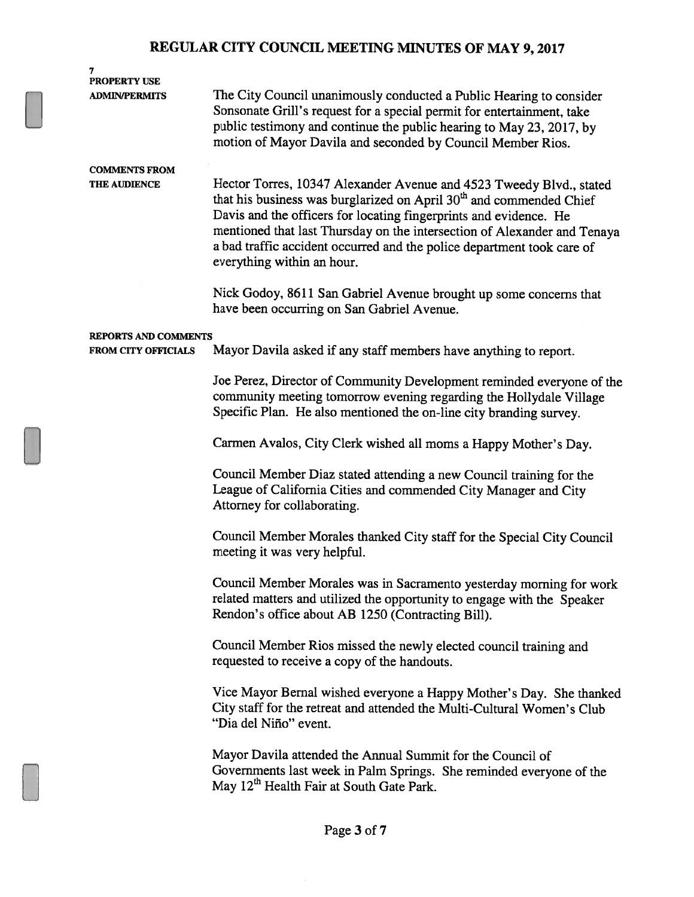**7**
**PROPERTY USE**
**ADMIN/PERMITS**

The City Council unanimously conducted a Public Hearing to consider Sonsonate Grill's request for a special permit for entertainment, take public testimony and continue the public hearing to May 23, 2017, by motion of Mayor Davila and seconded by Council Member Rios.

**COMMENTS FROM THE AUDIENCE**

Hector Torres, 10347 Alexander Avenue and 4523 Tweedy Blvd., stated that his business was burglarized on April 30th and commended Chief Davis and the officers for locating fingerprints and evidence. He mentioned that last Thursday on the intersection of Alexander and Tenaya a bad traffic accident occurred and the police department took care of everything within an hour.

Nick Godoy, 8611 San Gabriel Avenue brought up some concerns that have been occurring on San Gabriel Avenue.

**REPORTS AND COMMENTS FROM CITY OFFICIALS**

Mayor Davila asked if any staff members have anything to report.

Joe Perez, Director of Community Development reminded everyone of the community meeting tomorrow evening regarding the Hollydale Village Specific Plan. He also mentioned the on-line city branding survey.

Carmen Avalos, City Clerk wished all moms a Happy Mother's Day.

Council Member Diaz stated attending a new Council training for the League of California Cities and commended City Manager and City Attorney for collaborating.

Council Member Morales thanked City staff for the Special City Council meeting it was very helpful.

Council Member Morales was in Sacramento yesterday morning for work related matters and utilized the opportunity to engage with the Speaker Rendon's office about AB 1250 (Contracting Bill).

Council Member Rios missed the newly elected council training and requested to receive a copy of the handouts.

Vice Mayor Bernal wished everyone a Happy Mother's Day. She thanked City staff for the retreat and attended the Multi-Cultural Women's Club "Dia del Niño" event.

Mayor Davila attended the Annual Summit for the Council of Governments last week in Palm Springs. She reminded everyone of the May 12th Health Fair at South Gate Park.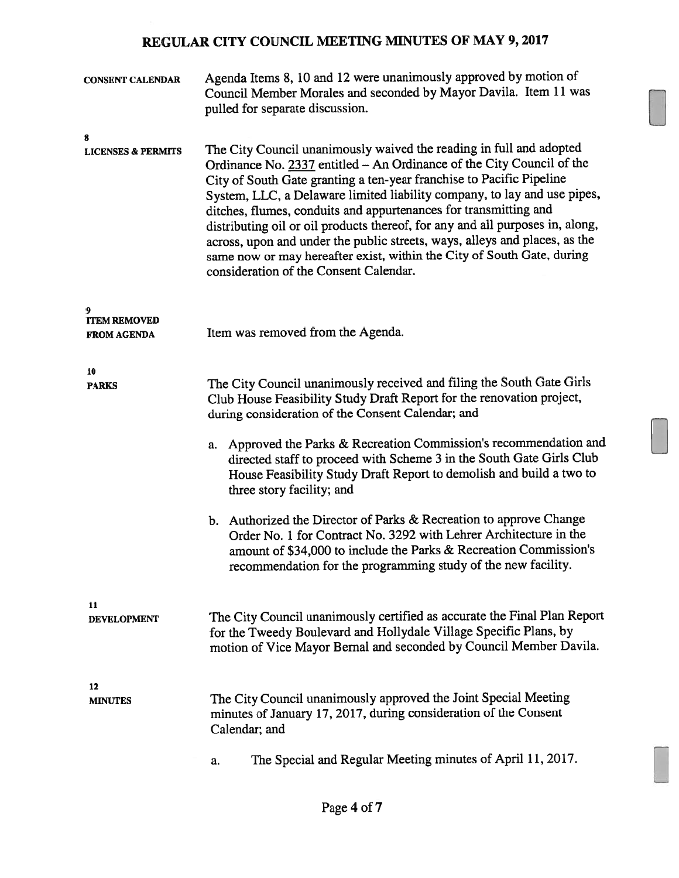**CONSENT CALENDAR**

Agenda Items 8, 10 and 12 were unanimously approved by motion of Council Member Morales and seconded by Mayor Davila. Item 11 was pulled for separate discussion.

**8**
**LICENSES & PERMITS**

The City Council unanimously waived the reading in full and adopted Ordinance No. 2337 entitled – An Ordinance of the City Council of the City of South Gate granting a ten-year franchise to Pacific Pipeline System, LLC, a Delaware limited liability company, to lay and use pipes, ditches, flumes, conduits and appurtenances for transmitting and distributing oil or oil products thereof, for any and all purposes in, along, across, upon and under the public streets, ways, alleys and places, as the same now or may hereafter exist, within the City of South Gate, during consideration of the Consent Calendar.

**9**
**ITEM REMOVED FROM AGENDA**

Item was removed from the Agenda.

**10**
**PARKS**

The City Council unanimously received and filing the South Gate Girls Club House Feasibility Study Draft Report for the renovation project, during consideration of the Consent Calendar; and

a. Approved the Parks & Recreation Commission's recommendation and directed staff to proceed with Scheme 3 in the South Gate Girls Club House Feasibility Study Draft Report to demolish and build a two to three story facility; and

b. Authorized the Director of Parks & Recreation to approve Change Order No. 1 for Contract No. 3292 with Lehrer Architecture in the amount of $34,000 to include the Parks & Recreation Commission's recommendation for the programming study of the new facility.

**11**
**DEVELOPMENT**

The City Council unanimously certified as accurate the Final Plan Report for the Tweedy Boulevard and Hollydale Village Specific Plans, by motion of Vice Mayor Bernal and seconded by Council Member Davila.

**12**
**MINUTES**

The City Council unanimously approved the Joint Special Meeting minutes of January 17, 2017, during consideration of the Consent Calendar; and

a. The Special and Regular Meeting minutes of April 11, 2017.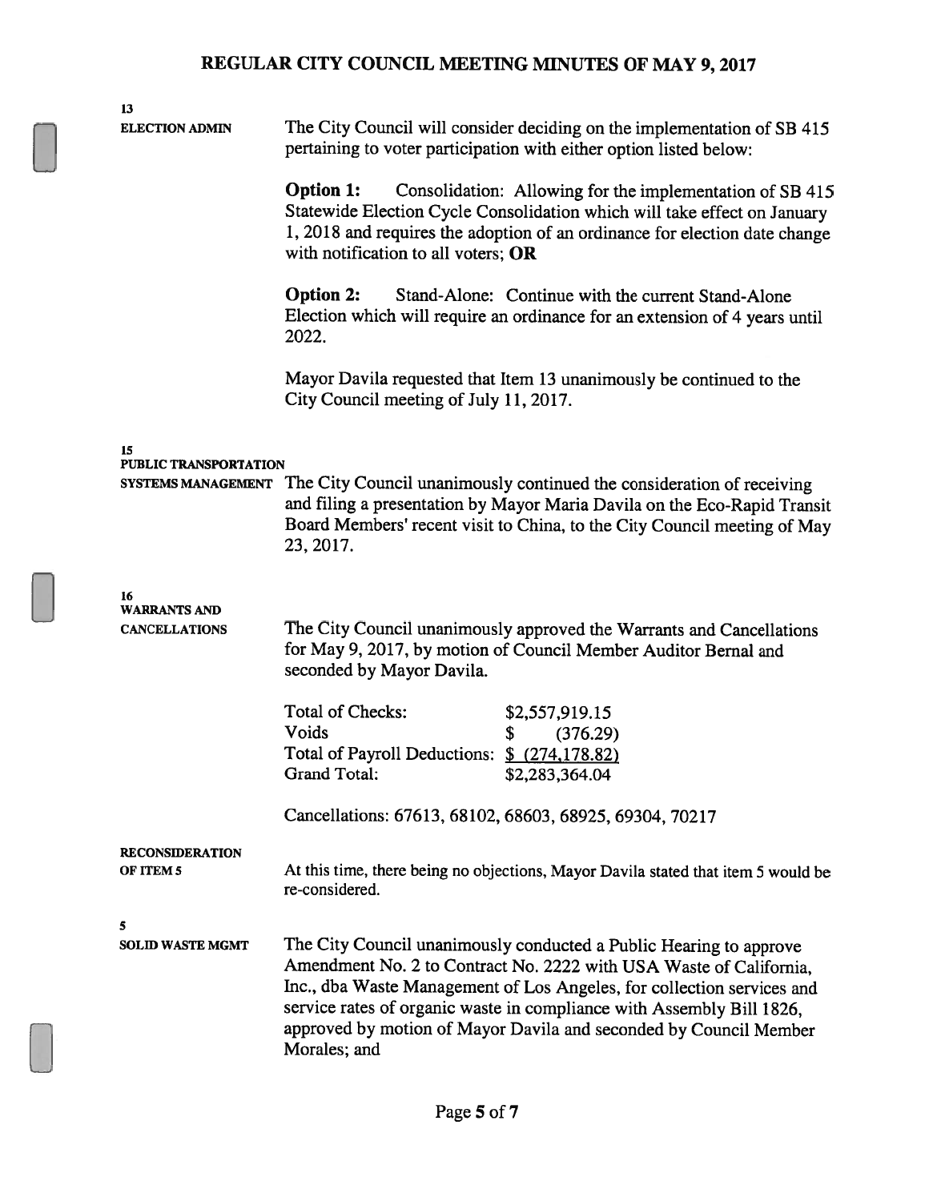**13**
**ELECTION ADMIN**

The City Council will consider deciding on the implementation of SB 415 pertaining to voter participation with either option listed below:

**Option 1:** Consolidation: Allowing for the implementation of SB 415 Statewide Election Cycle Consolidation which will take effect on January 1, 2018 and requires the adoption of an ordinance for election date change with notification to all voters; **OR**

**Option 2:** Stand-Alone: Continue with the current Stand-Alone Election which will require an ordinance for an extension of 4 years until 2022.

Mayor Davila requested that Item 13 unanimously be continued to the City Council meeting of July 11, 2017.

**15**
**PUBLIC TRANSPORTATION SYSTEMS MANAGEMENT**

The City Council unanimously continued the consideration of receiving and filing a presentation by Mayor Maria Davila on the Eco-Rapid Transit Board Members' recent visit to China, to the City Council meeting of May 23, 2017.

**16**
**WARRANTS AND CANCELLATIONS**

The City Council unanimously approved the Warrants and Cancellations for May 9, 2017, by motion of Council Member Auditor Bernal and seconded by Mayor Davila.

| | |
|---|---|
| Total of Checks: | $2,557,919.15 |
| Voids | $ (376.29) |
| Total of Payroll Deductions: | $ (274,178.82) |
| Grand Total: | $2,283,364.04 |

Cancellations: 67613, 68102, 68603, 68925, 69304, 70217

**RECONSIDERATION OF ITEM 5**

At this time, there being no objections, Mayor Davila stated that item 5 would be re-considered.

**5**
**SOLID WASTE MGMT**

The City Council unanimously conducted a Public Hearing to approve Amendment No. 2 to Contract No. 2222 with USA Waste of California, Inc., dba Waste Management of Los Angeles, for collection services and service rates of organic waste in compliance with Assembly Bill 1826, approved by motion of Mayor Davila and seconded by Council Member Morales; and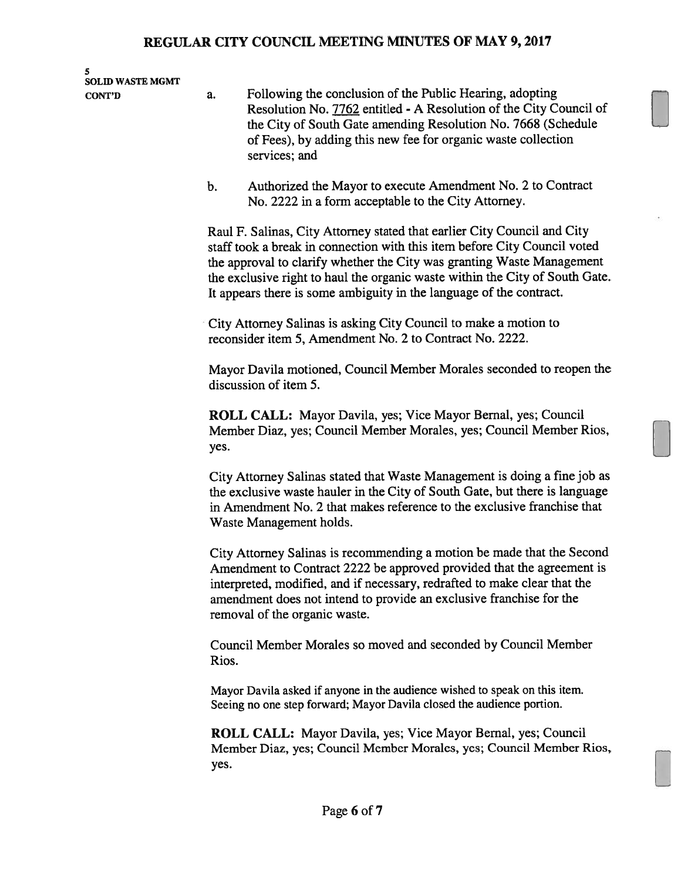**5**
**SOLID WASTE MGMT**
**CONT'D**

a. Following the conclusion of the Public Hearing, adopting Resolution No. 7762 entitled - A Resolution of the City Council of the City of South Gate amending Resolution No. 7668 (Schedule of Fees), by adding this new fee for organic waste collection services; and

b. Authorized the Mayor to execute Amendment No. 2 to Contract No. 2222 in a form acceptable to the City Attorney.

Raul F. Salinas, City Attorney stated that earlier City Council and City staff took a break in connection with this item before City Council voted the approval to clarify whether the City was granting Waste Management the exclusive right to haul the organic waste within the City of South Gate. It appears there is some ambiguity in the language of the contract.

City Attorney Salinas is asking City Council to make a motion to reconsider item 5, Amendment No. 2 to Contract No. 2222.

Mayor Davila motioned, Council Member Morales seconded to reopen the discussion of item 5.

**ROLL CALL:** Mayor Davila, yes; Vice Mayor Bernal, yes; Council Member Diaz, yes; Council Member Morales, yes; Council Member Rios, yes.

City Attorney Salinas stated that Waste Management is doing a fine job as the exclusive waste hauler in the City of South Gate, but there is language in Amendment No. 2 that makes reference to the exclusive franchise that Waste Management holds.

City Attorney Salinas is recommending a motion be made that the Second Amendment to Contract 2222 be approved provided that the agreement is interpreted, modified, and if necessary, redrafted to make clear that the amendment does not intend to provide an exclusive franchise for the removal of the organic waste.

Council Member Morales so moved and seconded by Council Member Rios.

Mayor Davila asked if anyone in the audience wished to speak on this item. Seeing no one step forward; Mayor Davila closed the audience portion.

**ROLL CALL:** Mayor Davila, yes; Vice Mayor Bernal, yes; Council Member Diaz, yes; Council Member Morales, yes; Council Member Rios, yes.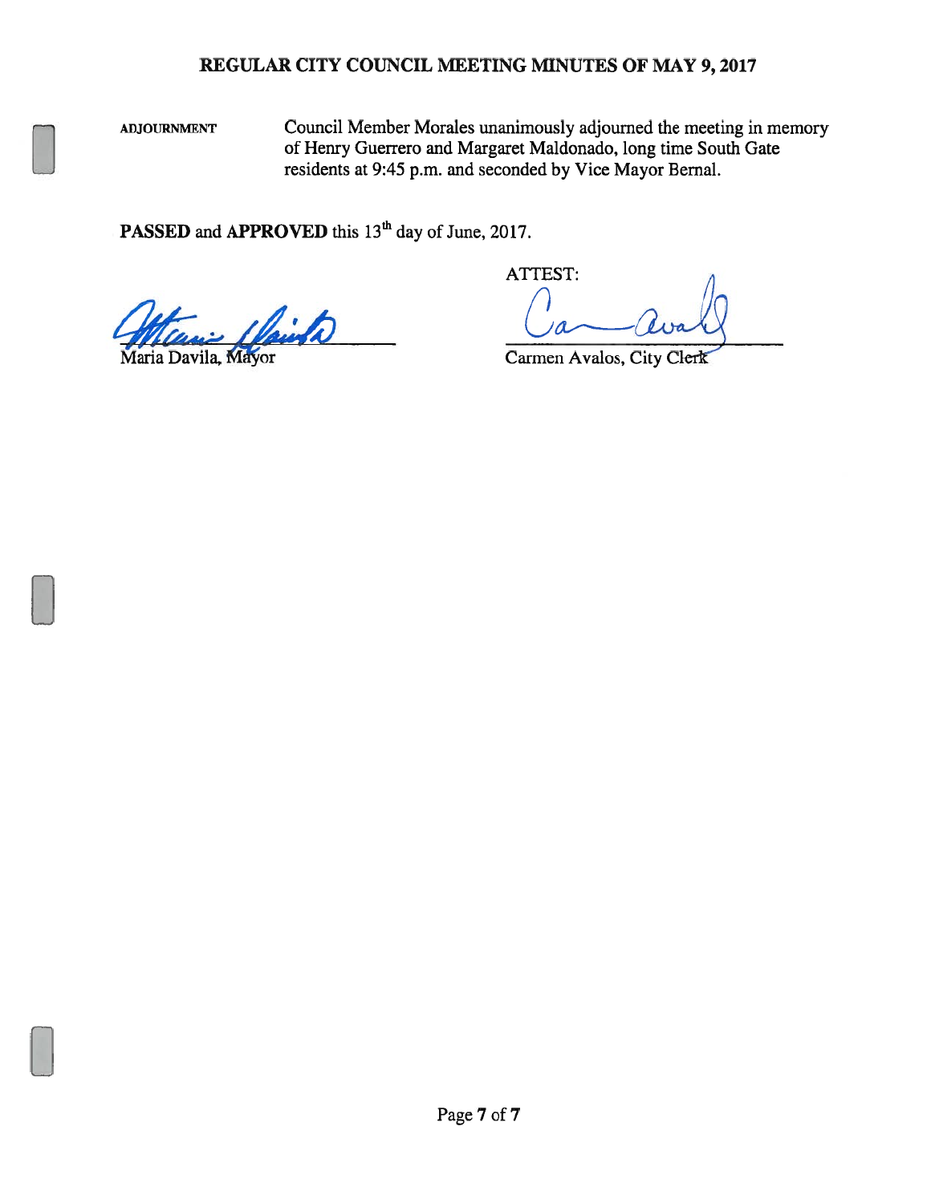ADJOURNMENT

Council Member Morales unanimously adjourned the meeting in memory of Henry Guerrero and Margaret Maldonado, long time South Gate residents at 9:45 p.m. and seconded by Vice Mayor Bernal.

**PASSED** and **APPROVED** this 13th day of June, 2017.

ATTEST:

Maria Davila, Mayor

Carmen Avalos, City Clerk